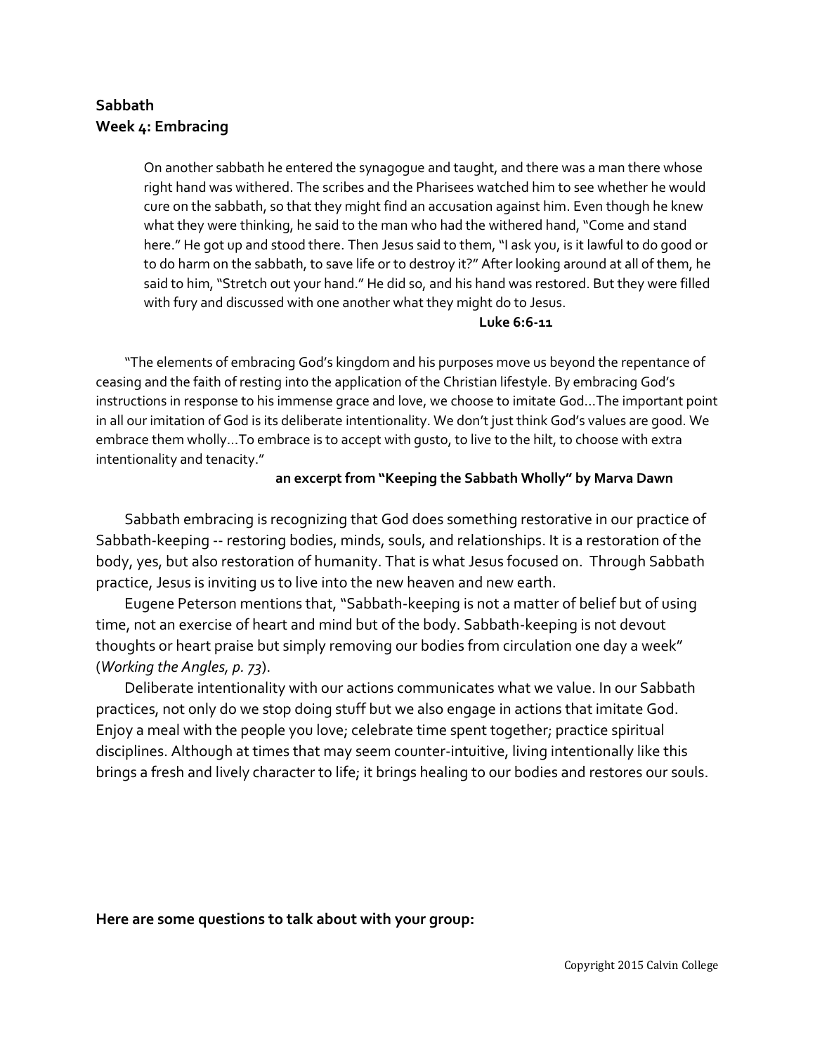**Sabbath**
**Week 4: Embracing**

> On another sabbath he entered the synagogue and taught, and there was a man there whose right hand was withered. The scribes and the Pharisees watched him to see whether he would cure on the sabbath, so that they might find an accusation against him. Even though he knew what they were thinking, he said to the man who had the withered hand, "Come and stand here." He got up and stood there. Then Jesus said to them, "I ask you, is it lawful to do good or to do harm on the sabbath, to save life or to destroy it?" After looking around at all of them, he said to him, "Stretch out your hand." He did so, and his hand was restored. But they were filled with fury and discussed with one another what they might do to Jesus.
>
> **Luke 6:6-11**

"The elements of embracing God's kingdom and his purposes move us beyond the repentance of ceasing and the faith of resting into the application of the Christian lifestyle. By embracing God's instructions in response to his immense grace and love, we choose to imitate God…The important point in all our imitation of God is its deliberate intentionality. We don't just think God's values are good. We embrace them wholly…To embrace is to accept with gusto, to live to the hilt, to choose with extra intentionality and tenacity."

**an excerpt from "Keeping the Sabbath Wholly" by Marva Dawn**

Sabbath embracing is recognizing that God does something restorative in our practice of Sabbath-keeping -- restoring bodies, minds, souls, and relationships. It is a restoration of the body, yes, but also restoration of humanity. That is what Jesus focused on. Through Sabbath practice, Jesus is inviting us to live into the new heaven and new earth.

Eugene Peterson mentions that, "Sabbath-keeping is not a matter of belief but of using time, not an exercise of heart and mind but of the body. Sabbath-keeping is not devout thoughts or heart praise but simply removing our bodies from circulation one day a week" (*Working the Angles, p. 73*).

Deliberate intentionality with our actions communicates what we value. In our Sabbath practices, not only do we stop doing stuff but we also engage in actions that imitate God. Enjoy a meal with the people you love; celebrate time spent together; practice spiritual disciplines. Although at times that may seem counter-intuitive, living intentionally like this brings a fresh and lively character to life; it brings healing to our bodies and restores our souls.

**Here are some questions to talk about with your group:**

Copyright 2015 Calvin College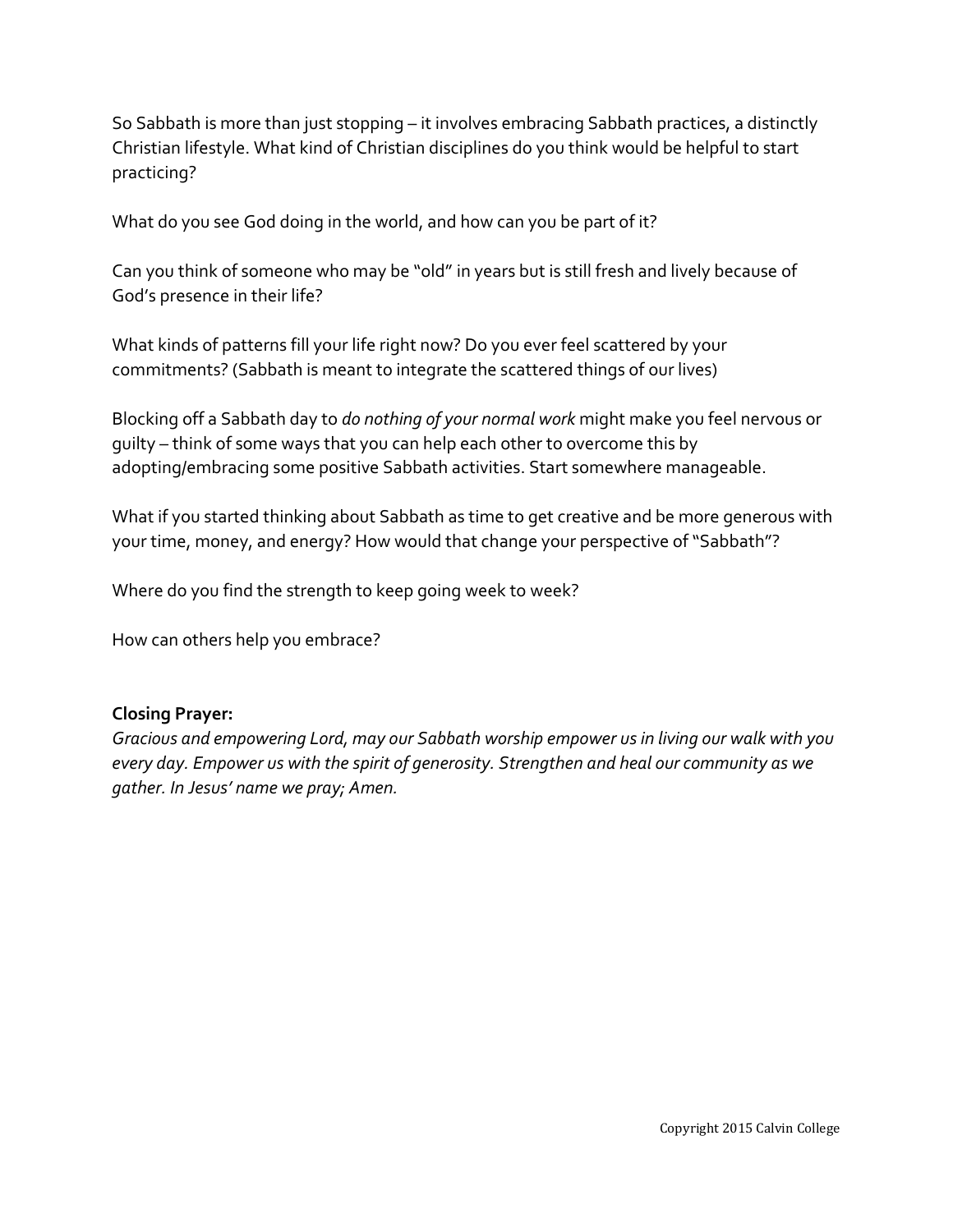So Sabbath is more than just stopping – it involves embracing Sabbath practices, a distinctly Christian lifestyle. What kind of Christian disciplines do you think would be helpful to start practicing?

What do you see God doing in the world, and how can you be part of it?

Can you think of someone who may be "old" in years but is still fresh and lively because of God's presence in their life?

What kinds of patterns fill your life right now? Do you ever feel scattered by your commitments? (Sabbath is meant to integrate the scattered things of our lives)

Blocking off a Sabbath day to *do nothing of your normal work* might make you feel nervous or guilty – think of some ways that you can help each other to overcome this by adopting/embracing some positive Sabbath activities. Start somewhere manageable.

What if you started thinking about Sabbath as time to get creative and be more generous with your time, money, and energy? How would that change your perspective of "Sabbath"?

Where do you find the strength to keep going week to week?

How can others help you embrace?

**Closing Prayer:**
*Gracious and empowering Lord, may our Sabbath worship empower us in living our walk with you every day. Empower us with the spirit of generosity. Strengthen and heal our community as we gather. In Jesus' name we pray; Amen.*

Copyright 2015 Calvin College